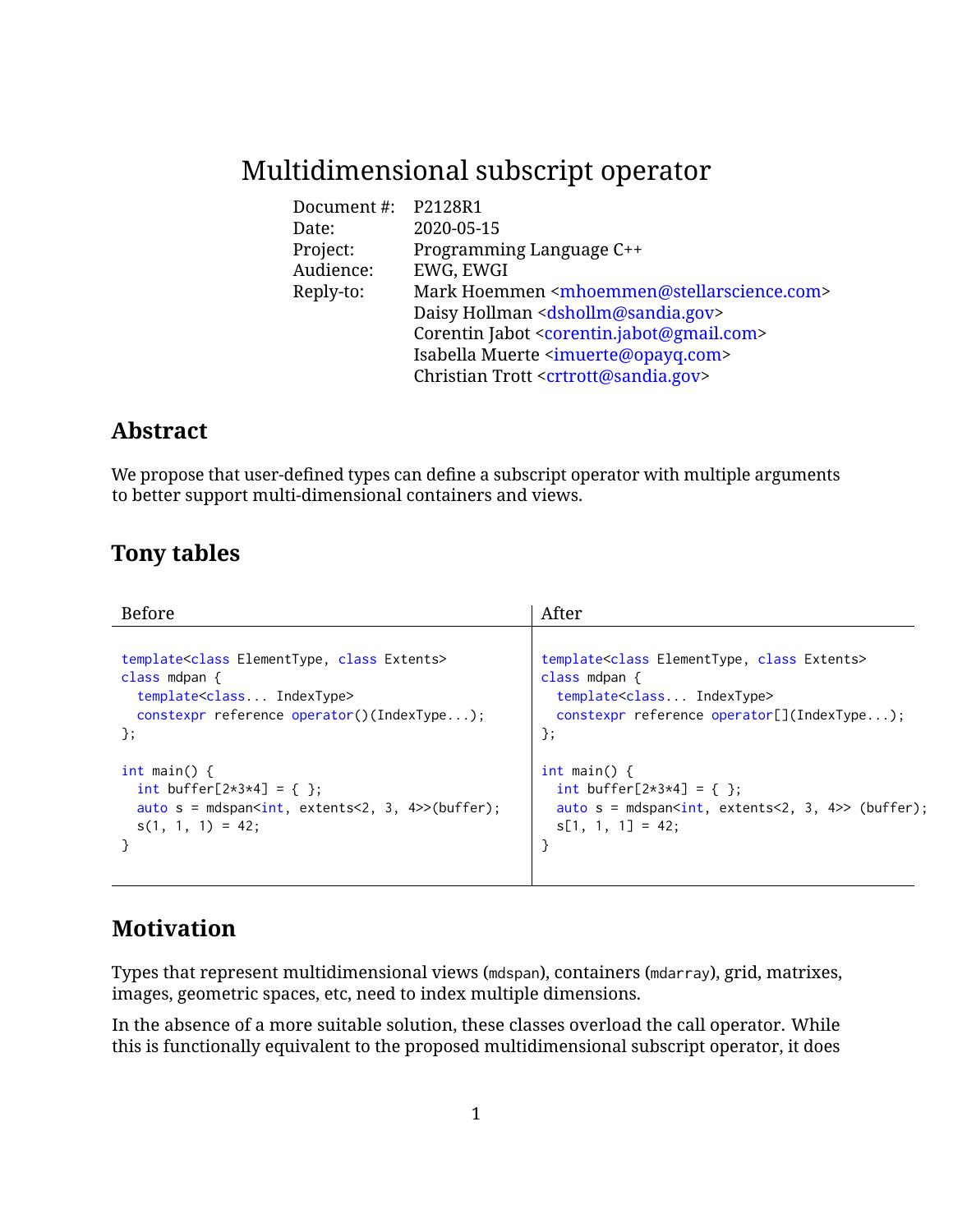# Multidimensional subscript operator

| | |
|---|---|
| Document #: | P2128R1 |
| Date: | 2020-05-15 |
| Project: | Programming Language C++ |
| Audience: | EWG, EWGI |
| Reply-to: | Mark Hoemmen <mhoemmen@stellarscience.com> |
| | Daisy Hollman <dshollm@sandia.gov> |
| | Corentin Jabot <corentin.jabot@gmail.com> |
| | Isabella Muerte <imuerte@opayq.com> |
| | Christian Trott <crtrott@sandia.gov> |

## Abstract

We propose that user-defined types can define a subscript operator with multiple arguments to better support multi-dimensional containers and views.

## Tony tables

Before

```
template<class ElementType, class Extents>
class mdpan {
  template<class... IndexType>
  constexpr reference operator()(IndexType...);
};

int main() {
  int buffer[2*3*4] = { };
  auto s = mdspan<int, extents<2, 3, 4>>(buffer);
  s(1, 1, 1) = 42;
}
```

After

```
template<class ElementType, class Extents>
class mdpan {
  template<class... IndexType>
  constexpr reference operator[](IndexType...);
};

int main() {
  int buffer[2*3*4] = { };
  auto s = mdspan<int, extents<2, 3, 4>> (buffer);
  s[1, 1, 1] = 42;
}
```

## Motivation

Types that represent multidimensional views (`mdspan`), containers (`mdarray`), grid, matrixes, images, geometric spaces, etc, need to index multiple dimensions.

In the absence of a more suitable solution, these classes overload the call operator. While this is functionally equivalent to the proposed multidimensional subscript operator, it does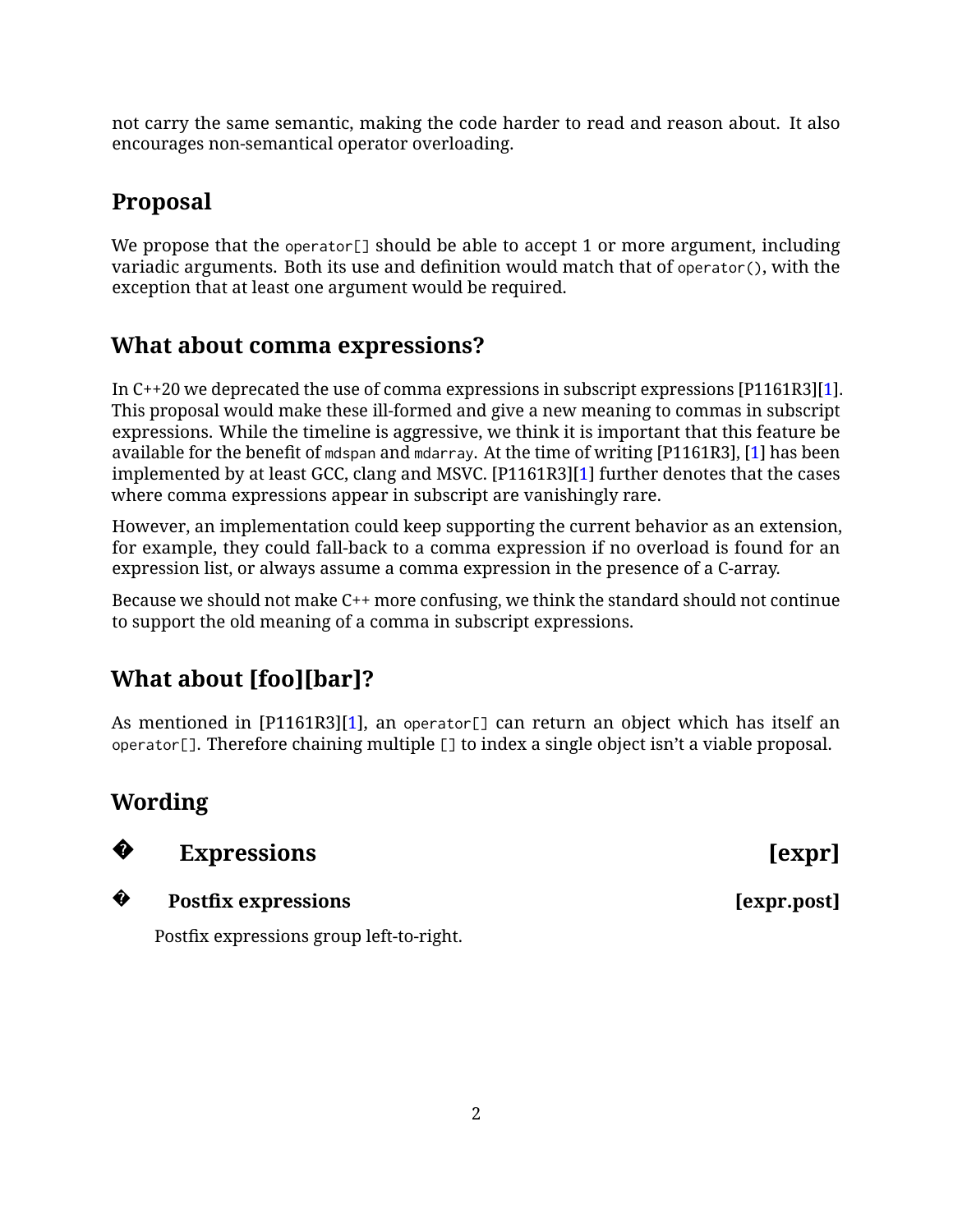not carry the same semantic, making the code harder to read and reason about. It also encourages non-semantical operator overloading.

## Proposal

We propose that the `operator[]` should be able to accept 1 or more argument, including variadic arguments. Both its use and definition would match that of `operator()`, with the exception that at least one argument would be required.

## What about comma expressions?

In C++20 we deprecated the use of comma expressions in subscript expressions [P1161R3][1]. This proposal would make these ill-formed and give a new meaning to commas in subscript expressions. While the timeline is aggressive, we think it is important that this feature be available for the benefit of `mdspan` and `mdarray`. At the time of writing [P1161R3], [1] has been implemented by at least GCC, clang and MSVC. [P1161R3][1] further denotes that the cases where comma expressions appear in subscript are vanishingly rare.

However, an implementation could keep supporting the current behavior as an extension, for example, they could fall-back to a comma expression if no overload is found for an expression list, or always assume a comma expression in the presence of a C-array.

Because we should not make C++ more confusing, we think the standard should not continue to support the old meaning of a comma in subscript expressions.

## What about [foo][bar]?

As mentioned in [P1161R3][1], an `operator[]` can return an object which has itself an `operator[]`. Therefore chaining multiple `[]` to index a single object isn't a viable proposal.

## Wording

### � Expressions [expr]

#### � Postfix expressions [expr.post]

Postfix expressions group left-to-right.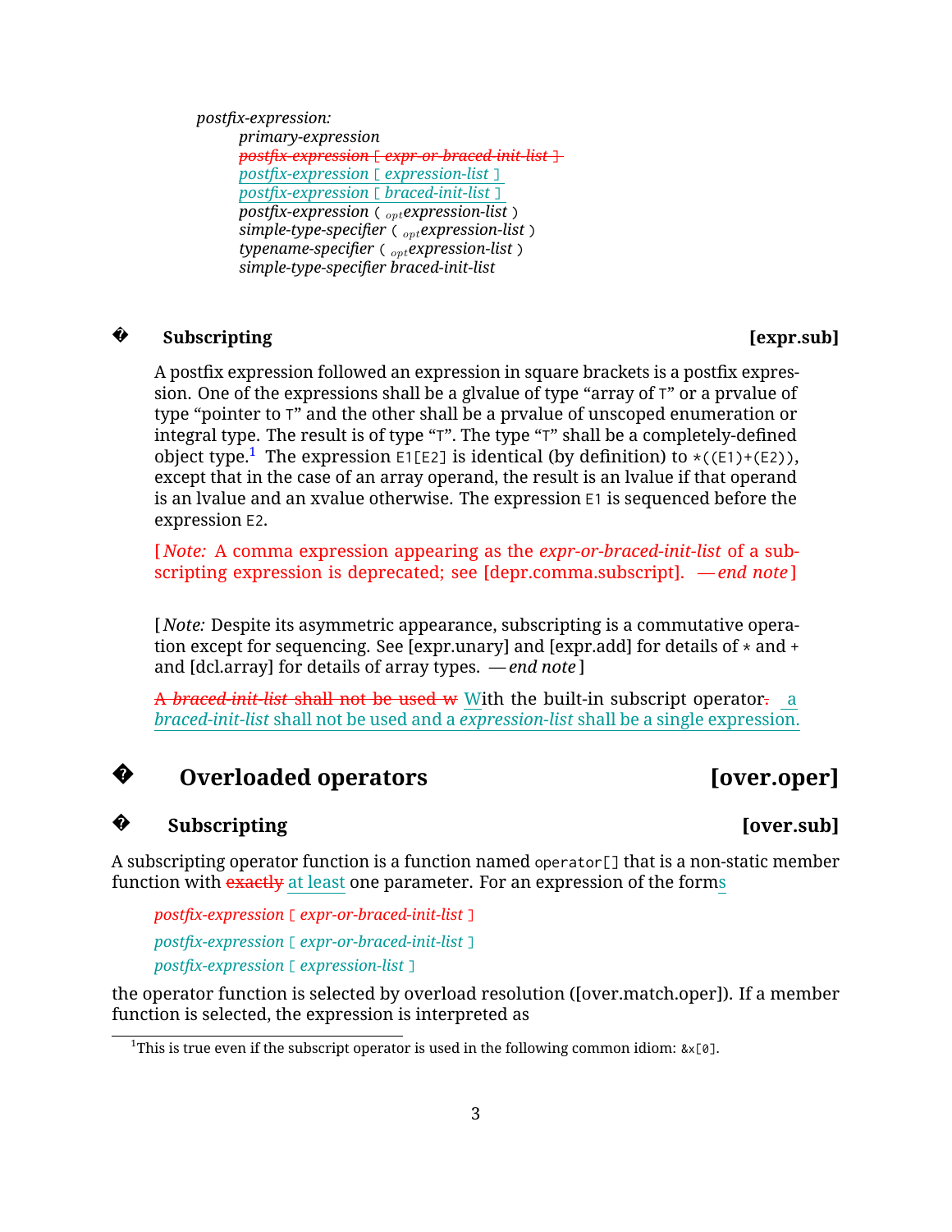*postfix-expression:*
  *primary-expression*
  ~~*postfix-expression* [ *expr-or-braced-init-list* ]~~
  *postfix-expression* [ *expression-list* ]
  *postfix-expression* [ *braced-init-list* ]
  *postfix-expression* ( *expression-list*$_{opt}$ )
  *simple-type-specifier* ( *expression-list*$_{opt}$ )
  *typename-specifier* ( *expression-list*$_{opt}$ )
  *simple-type-specifier braced-init-list*

### Subscripting [expr.sub]

A postfix expression followed an expression in square brackets is a postfix expression. One of the expressions shall be a glvalue of type "array of `T`" or a prvalue of type "pointer to `T`" and the other shall be a prvalue of unscoped enumeration or integral type. The result is of type "`T`". The type "`T`" shall be a completely-defined object type.[1] The expression `E1[E2]` is identical (by definition) to `*((E1)+(E2))`, except that in the case of an array operand, the result is an lvalue if that operand is an lvalue and an xvalue otherwise. The expression `E1` is sequenced before the expression `E2`.

[*Note:* A comma expression appearing as the *expr-or-braced-init-list* of a subscripting expression is deprecated; see [depr.comma.subscript]. —*end note*]

[*Note:* Despite its asymmetric appearance, subscripting is a commutative operation except for sequencing. See [expr.unary] and [expr.add] for details of `*` and `+` and [dcl.array] for details of array types. —*end note*]

~~A *braced-init-list* shall not be used w~~ With the built-in subscript operator~~.~~ a *braced-init-list* shall not be used and a *expression-list* shall be a single expression.

## Overloaded operators [over.oper]

### Subscripting [over.sub]

A subscripting operator function is a function named `operator[]` that is a non-static member function with ~~exactly~~ at least one parameter. For an expression of the forms

  *postfix-expression* [ *expr-or-braced-init-list* ]

  *postfix-expression* [ *expr-or-braced-init-list* ]

  *postfix-expression* [ *expression-list* ]

the operator function is selected by overload resolution ([over.match.oper]). If a member function is selected, the expression is interpreted as

---

[1] This is true even if the subscript operator is used in the following common idiom: `&x[0]`.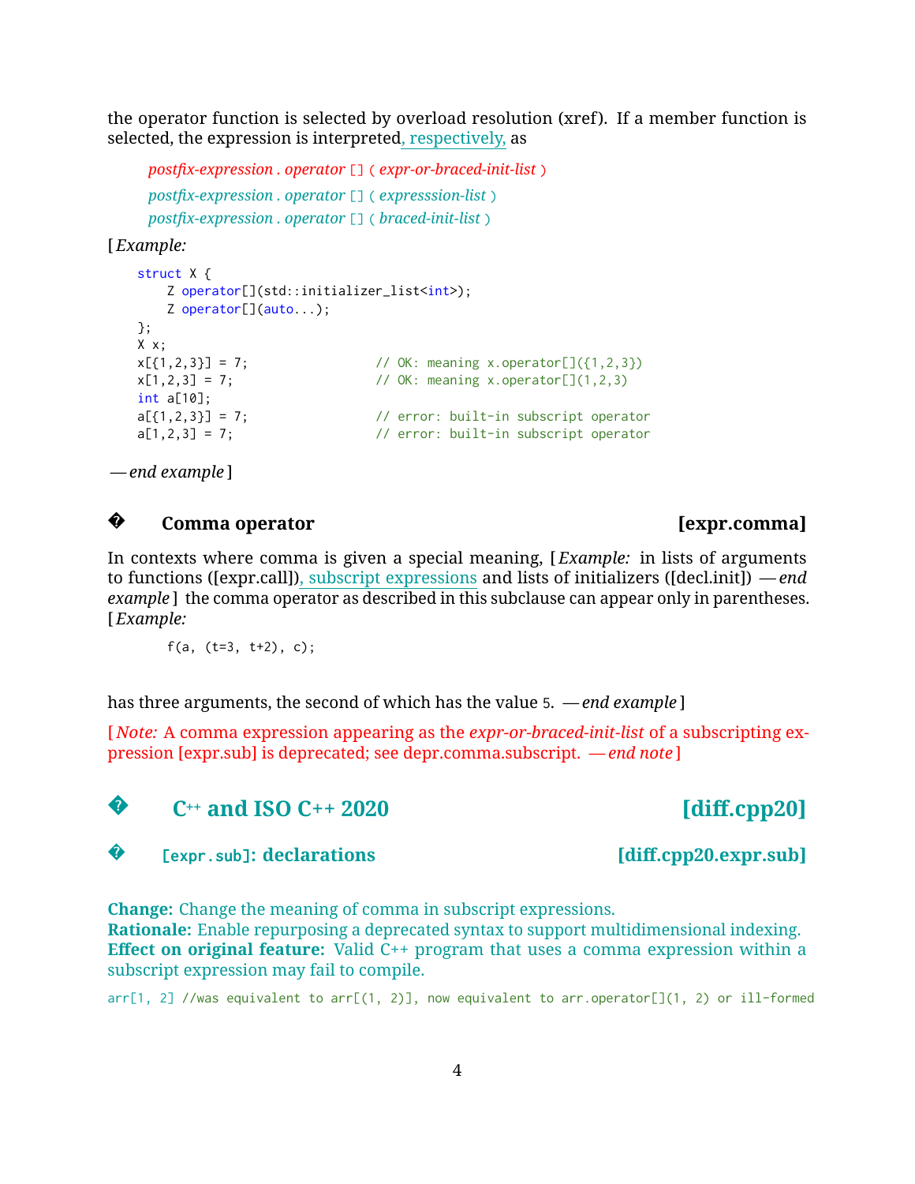the operator function is selected by overload resolution (xref). If a member function is selected, the expression is interpreted, respectively, as

> *postfix-expression* . *operator* [] ( *expr-or-braced-init-list* )
>
> *postfix-expression* . *operator* [] ( *expresssion-list* )
>
> *postfix-expression* . *operator* [] ( *braced-init-list* )

[ *Example:*

```
struct X {
    Z operator[](std::initializer_list<int>);
    Z operator[](auto...);
};
X x;
x[{1,2,3}] = 7;                 // OK: meaning x.operator[]({1,2,3})
x[1,2,3] = 7;                   // OK: meaning x.operator[](1,2,3)
int a[10];
a[{1,2,3}] = 7;                 // error: built-in subscript operator
a[1,2,3] = 7;                   // error: built-in subscript operator
```

— *end example* ]

## Comma operator [expr.comma]

In contexts where comma is given a special meaning, [ *Example:* in lists of arguments to functions ([expr.call]), subscript expressions and lists of initializers ([decl.init]) — *end example* ] the comma operator as described in this subclause can appear only in parentheses. [ *Example:*

```
f(a, (t=3, t+2), c);
```

has three arguments, the second of which has the value 5. — *end example* ]

[ *Note:* A comma expression appearing as the *expr-or-braced-init-list* of a subscripting expression [expr.sub] is deprecated; see depr.comma.subscript. — *end note* ]

# C++ and ISO C++ 2020 [diff.cpp20]

## [expr.sub]: declarations [diff.cpp20.expr.sub]

**Change:** Change the meaning of comma in subscript expressions.
**Rationale:** Enable repurposing a deprecated syntax to support multidimensional indexing.
**Effect on original feature:** Valid C++ program that uses a comma expression within a subscript expression may fail to compile.

```
arr[1, 2] //was equivalent to arr[(1, 2)], now equivalent to arr.operator[](1, 2) or ill-formed
```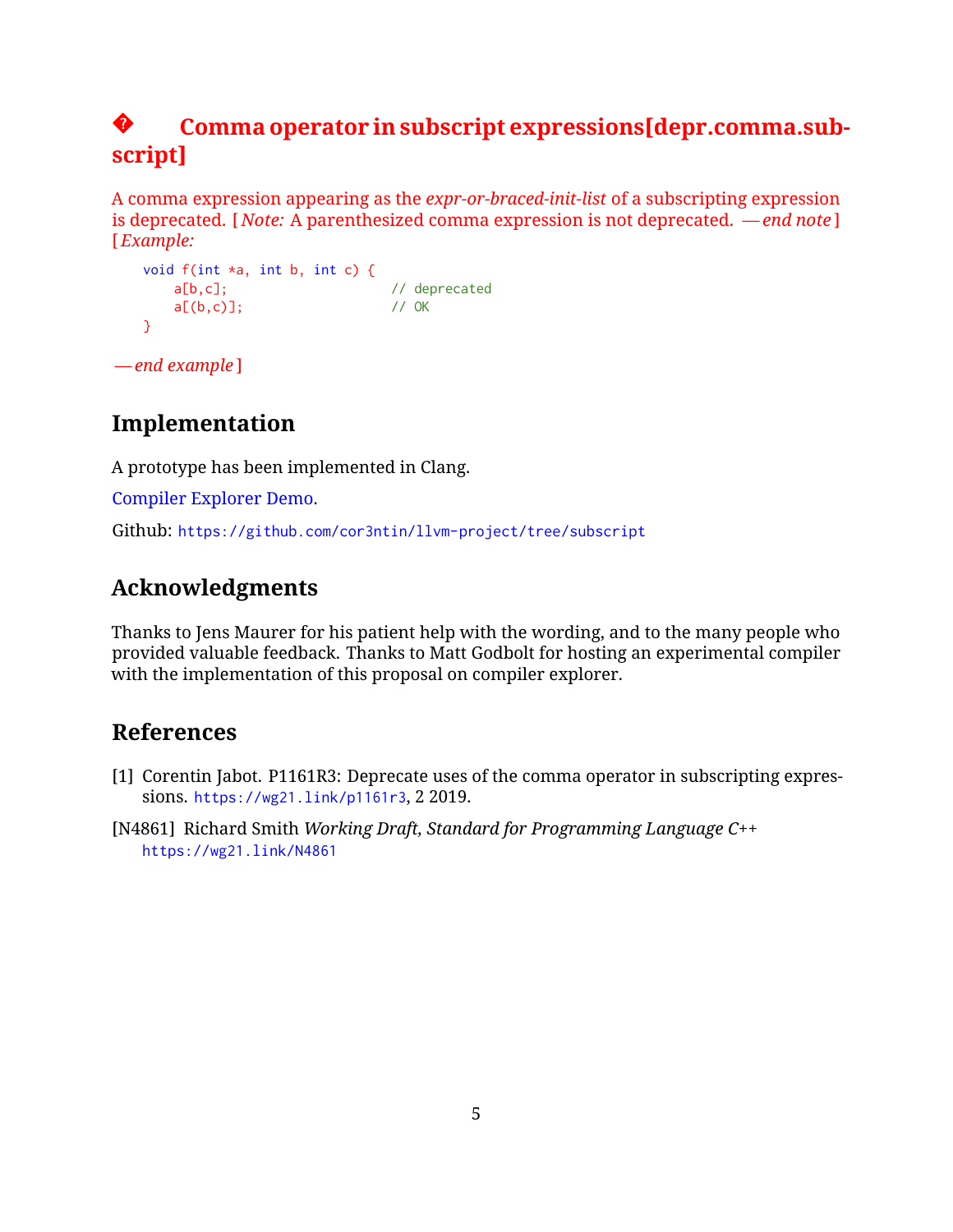## � Comma operator in subscript expressions[depr.comma.subscript]

A comma expression appearing as the *expr-or-braced-init-list* of a subscripting expression is deprecated. [ *Note:* A parenthesized comma expression is not deprecated. — *end note* ] [ *Example:*

```
void f(int *a, int b, int c) {
    a[b,c];                     // deprecated
    a[(b,c)];                   // OK
}
```

— *end example* ]

## Implementation

A prototype has been implemented in Clang.

Compiler Explorer Demo.

Github: `https://github.com/cor3ntin/llvm-project/tree/subscript`

## Acknowledgments

Thanks to Jens Maurer for his patient help with the wording, and to the many people who provided valuable feedback. Thanks to Matt Godbolt for hosting an experimental compiler with the implementation of this proposal on compiler explorer.

## References

[1] Corentin Jabot. P1161R3: Deprecate uses of the comma operator in subscripting expressions. `https://wg21.link/p1161r3`, 2 2019.

[N4861] Richard Smith *Working Draft, Standard for Programming Language C++* `https://wg21.link/N4861`